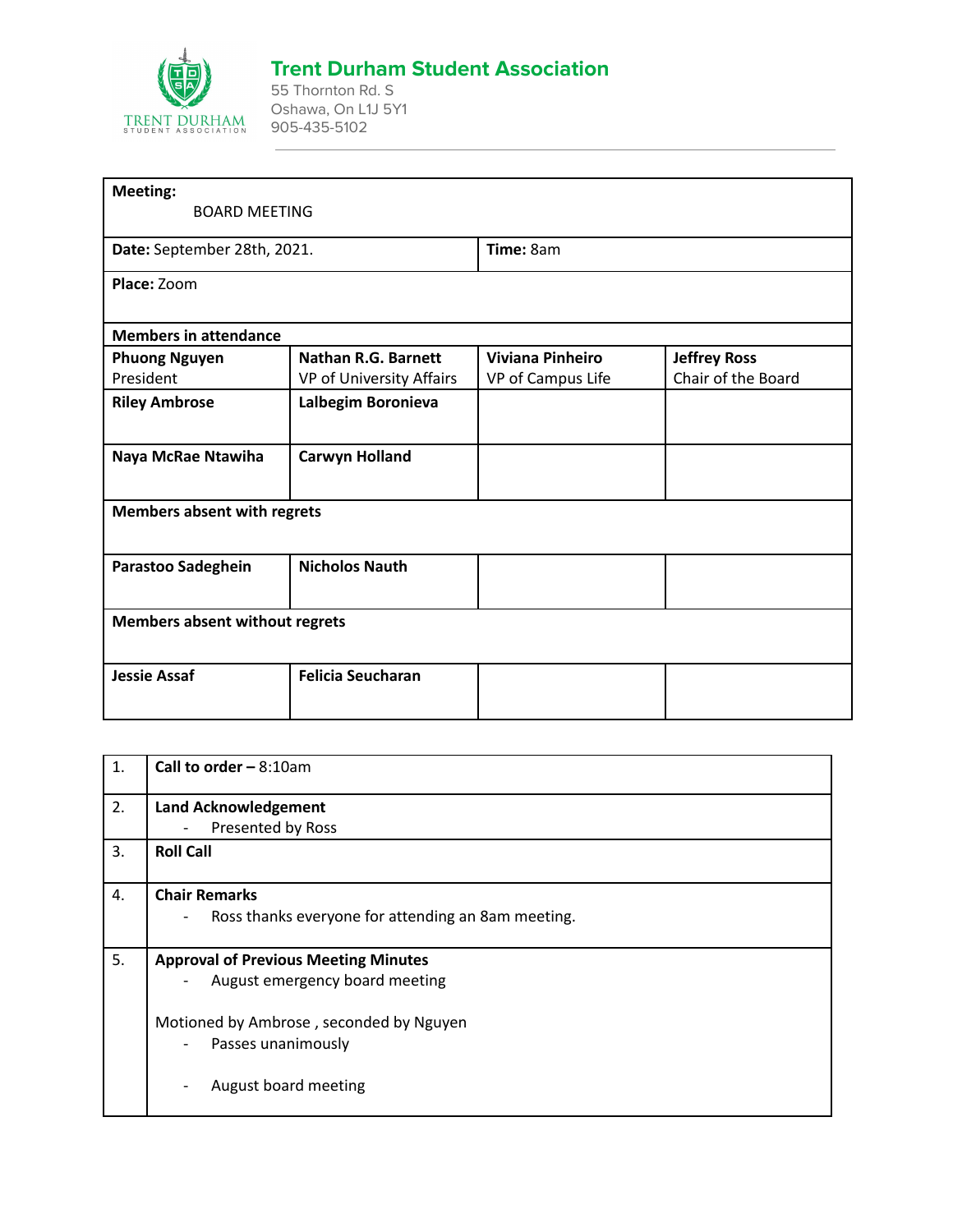# Trent Durham Student Association

55 Thornton Rd. S
Oshawa, On L1J 5Y1
905-435-5102

| **Meeting:** BOARD MEETING | | | |
|---|---|---|---|
| **Date:** September 28th, 2021. | | **Time:** 8am | |
| **Place:** Zoom | | | |
| **Members in attendance** | | | |
| **Phuong Nguyen** President | **Nathan R.G. Barnett** VP of University Affairs | **Viviana Pinheiro** VP of Campus Life | **Jeffrey Ross** Chair of the Board |
| **Riley Ambrose** | **Lalbegim Boronieva** | | |
| **Naya McRae Ntawiha** | **Carwyn Holland** | | |
| **Members absent with regrets** | | | |
| **Parastoo Sadeghein** | **Nicholos Nauth** | | |
| **Members absent without regrets** | | | |
| **Jessie Assaf** | **Felicia Seucharan** | | |

| | |
|---|---|
| 1. | **Call to order –** 8:10am |
| 2. | **Land Acknowledgement**<br>- Presented by Ross |
| 3. | **Roll Call** |
| 4. | **Chair Remarks**<br>- Ross thanks everyone for attending an 8am meeting. |
| 5. | **Approval of Previous Meeting Minutes**<br>- August emergency board meeting<br><br>Motioned by Ambrose , seconded by Nguyen<br>- Passes unanimously<br><br>- August board meeting |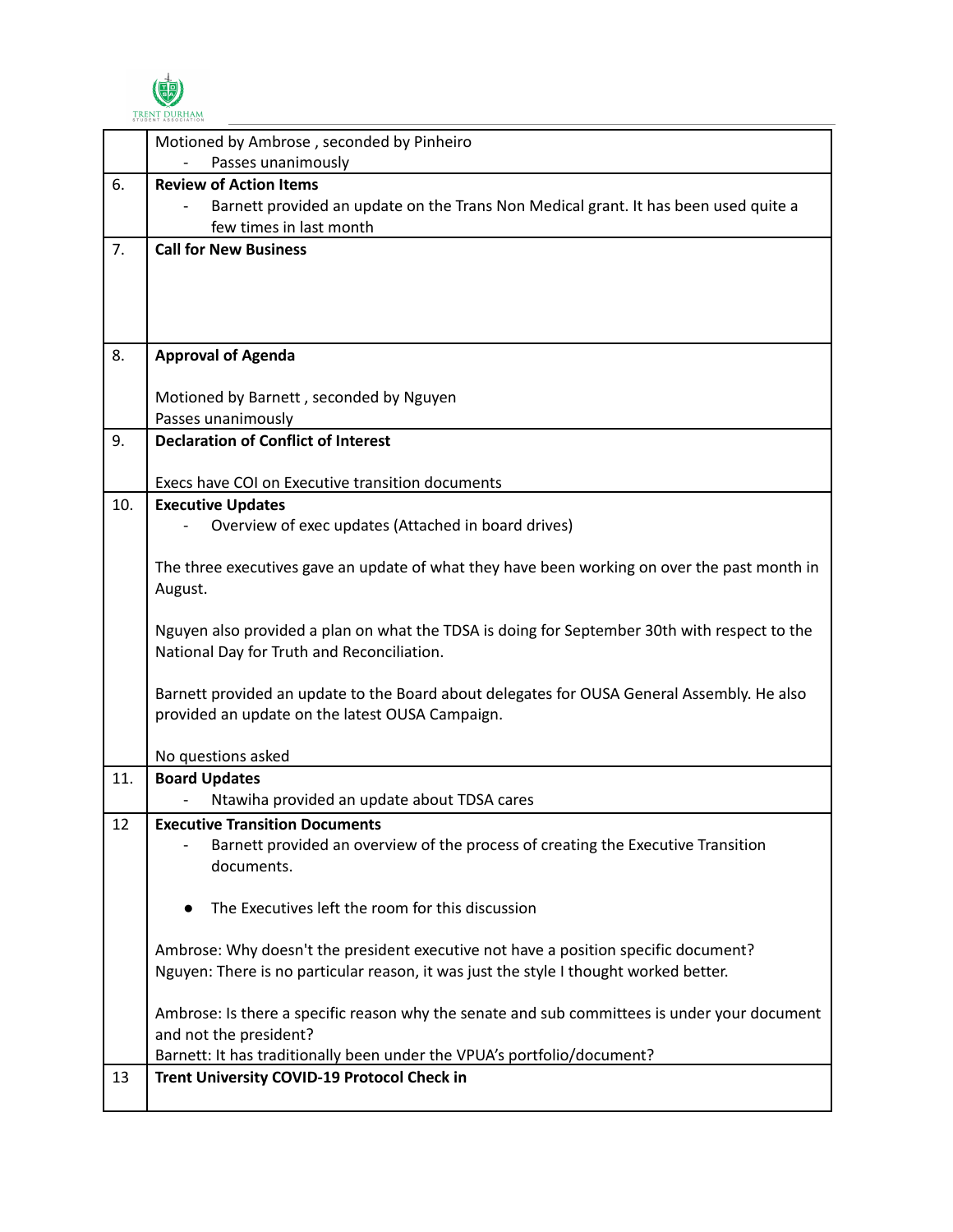| | |
|---|---|
| | Motioned by Ambrose , seconded by Pinheiro<br>- Passes unanimously |
| 6. | **Review of Action Items**<br>- Barnett provided an update on the Trans Non Medical grant. It has been used quite a few times in last month |
| 7. | **Call for New Business** |
| 8. | **Approval of Agenda**<br><br>Motioned by Barnett , seconded by Nguyen<br>Passes unanimously |
| 9. | **Declaration of Conflict of Interest**<br><br>Execs have COI on Executive transition documents |
| 10. | **Executive Updates**<br>- Overview of exec updates (Attached in board drives)<br><br>The three executives gave an update of what they have been working on over the past month in August.<br><br>Nguyen also provided a plan on what the TDSA is doing for September 30th with respect to the National Day for Truth and Reconciliation.<br><br>Barnett provided an update to the Board about delegates for OUSA General Assembly. He also provided an update on the latest OUSA Campaign.<br><br>No questions asked |
| 11. | **Board Updates**<br>- Ntawiha provided an update about TDSA cares |
| 12 | **Executive Transition Documents**<br>- Barnett provided an overview of the process of creating the Executive Transition documents.<br><br>● The Executives left the room for this discussion<br><br>Ambrose: Why doesn't the president executive not have a position specific document?<br>Nguyen: There is no particular reason, it was just the style I thought worked better.<br><br>Ambrose: Is there a specific reason why the senate and sub committees is under your document and not the president?<br>Barnett: It has traditionally been under the VPUA's portfolio/document? |
| 13 | **Trent University COVID-19 Protocol Check in** |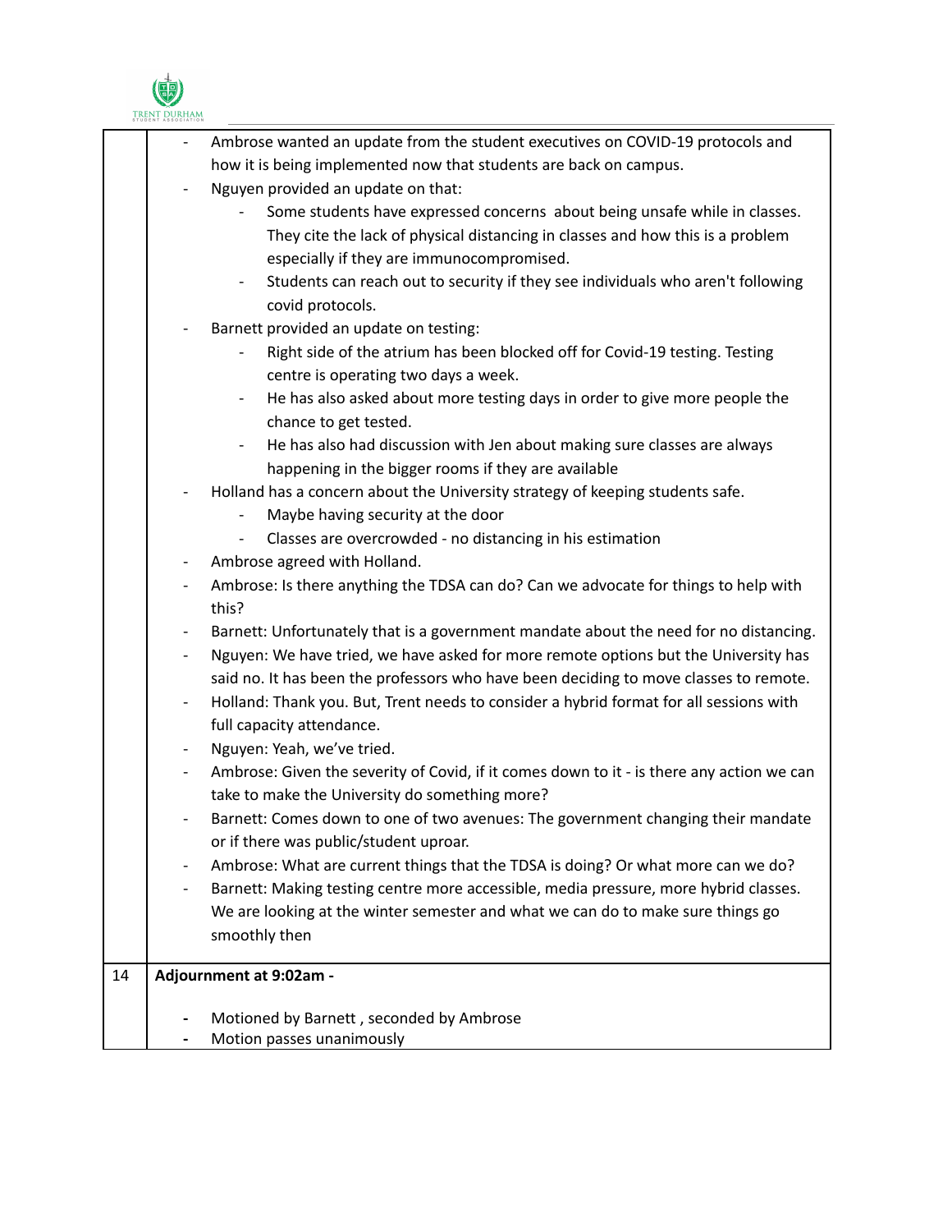| | |
|---|---|
| | - Ambrose wanted an update from the student executives on COVID-19 protocols and how it is being implemented now that students are back on campus.<br>- Nguyen provided an update on that:<br>&nbsp;&nbsp;&nbsp;&nbsp;- Some students have expressed concerns about being unsafe while in classes. They cite the lack of physical distancing in classes and how this is a problem especially if they are immunocompromised.<br>&nbsp;&nbsp;&nbsp;&nbsp;- Students can reach out to security if they see individuals who aren't following covid protocols.<br>- Barnett provided an update on testing:<br>&nbsp;&nbsp;&nbsp;&nbsp;- Right side of the atrium has been blocked off for Covid-19 testing. Testing centre is operating two days a week.<br>&nbsp;&nbsp;&nbsp;&nbsp;- He has also asked about more testing days in order to give more people the chance to get tested.<br>&nbsp;&nbsp;&nbsp;&nbsp;- He has also had discussion with Jen about making sure classes are always happening in the bigger rooms if they are available<br>- Holland has a concern about the University strategy of keeping students safe.<br>&nbsp;&nbsp;&nbsp;&nbsp;- Maybe having security at the door<br>&nbsp;&nbsp;&nbsp;&nbsp;- Classes are overcrowded - no distancing in his estimation<br>- Ambrose agreed with Holland.<br>- Ambrose: Is there anything the TDSA can do? Can we advocate for things to help with this?<br>- Barnett: Unfortunately that is a government mandate about the need for no distancing.<br>- Nguyen: We have tried, we have asked for more remote options but the University has said no. It has been the professors who have been deciding to move classes to remote.<br>- Holland: Thank you. But, Trent needs to consider a hybrid format for all sessions with full capacity attendance.<br>- Nguyen: Yeah, we've tried.<br>- Ambrose: Given the severity of Covid, if it comes down to it - is there any action we can take to make the University do something more?<br>- Barnett: Comes down to one of two avenues: The government changing their mandate or if there was public/student uproar.<br>- Ambrose: What are current things that the TDSA is doing? Or what more can we do?<br>- Barnett: Making testing centre more accessible, media pressure, more hybrid classes. We are looking at the winter semester and what we can do to make sure things go smoothly then |
| 14 | **Adjournment at 9:02am -**<br><br>- Motioned by Barnett , seconded by Ambrose<br>- Motion passes unanimously |